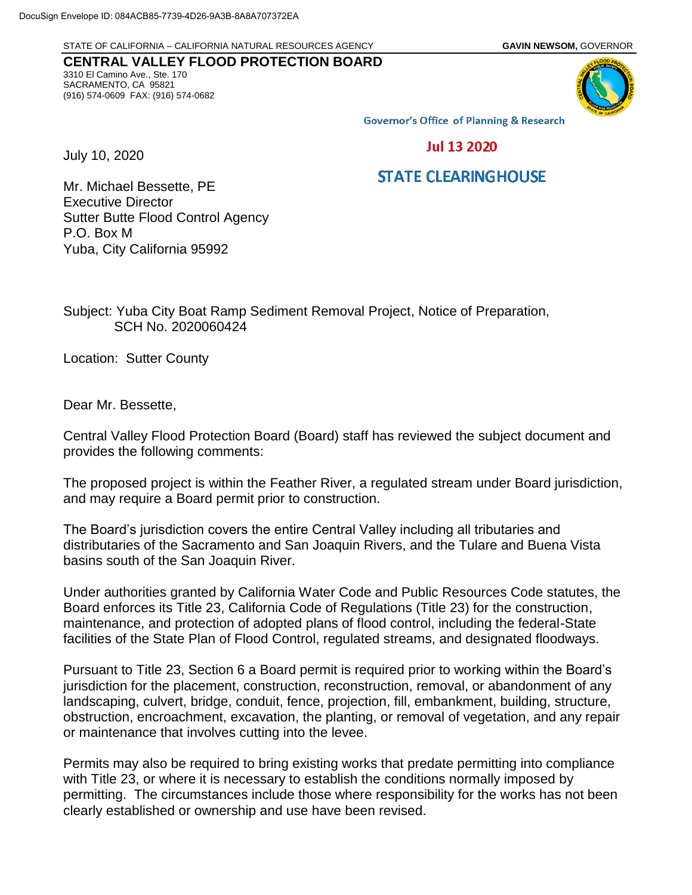DocuSign Envelope ID: 084ACB85-7739-4D26-9A3B-8A8A707372EA

STATE OF CALIFORNIA – CALIFORNIA NATURAL RESOURCES AGENCY **GAVIN NEWSOM,** GOVERNOR

**CENTRAL VALLEY FLOOD PROTECTION BOARD**
3310 El Camino Ave., Ste. 170
SACRAMENTO, CA 95821
(916) 574-0609 FAX: (916) 574-0682

Governor's Office of Planning & Research

Jul 13 2020

STATE CLEARINGHOUSE

July 10, 2020

Mr. Michael Bessette, PE
Executive Director
Sutter Butte Flood Control Agency
P.O. Box M
Yuba, City California 95992

Subject: Yuba City Boat Ramp Sediment Removal Project, Notice of Preparation, SCH No. 2020060424

Location: Sutter County

Dear Mr. Bessette,

Central Valley Flood Protection Board (Board) staff has reviewed the subject document and provides the following comments:

The proposed project is within the Feather River, a regulated stream under Board jurisdiction, and may require a Board permit prior to construction.

The Board's jurisdiction covers the entire Central Valley including all tributaries and distributaries of the Sacramento and San Joaquin Rivers, and the Tulare and Buena Vista basins south of the San Joaquin River.

Under authorities granted by California Water Code and Public Resources Code statutes, the Board enforces its Title 23, California Code of Regulations (Title 23) for the construction, maintenance, and protection of adopted plans of flood control, including the federal-State facilities of the State Plan of Flood Control, regulated streams, and designated floodways.

Pursuant to Title 23, Section 6 a Board permit is required prior to working within the Board's jurisdiction for the placement, construction, reconstruction, removal, or abandonment of any landscaping, culvert, bridge, conduit, fence, projection, fill, embankment, building, structure, obstruction, encroachment, excavation, the planting, or removal of vegetation, and any repair or maintenance that involves cutting into the levee.

Permits may also be required to bring existing works that predate permitting into compliance with Title 23, or where it is necessary to establish the conditions normally imposed by permitting. The circumstances include those where responsibility for the works has not been clearly established or ownership and use have been revised.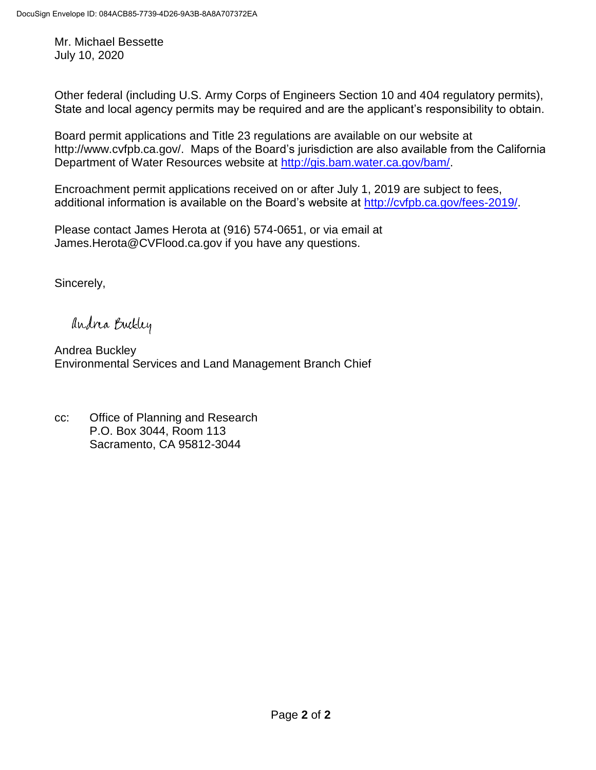Mr. Michael Bessette
July 10, 2020

Other federal (including U.S. Army Corps of Engineers Section 10 and 404 regulatory permits), State and local agency permits may be required and are the applicant's responsibility to obtain.

Board permit applications and Title 23 regulations are available on our website at http://www.cvfpb.ca.gov/. Maps of the Board's jurisdiction are also available from the California Department of Water Resources website at http://gis.bam.water.ca.gov/bam/.

Encroachment permit applications received on or after July 1, 2019 are subject to fees, additional information is available on the Board's website at http://cvfpb.ca.gov/fees-2019/.

Please contact James Herota at (916) 574-0651, or via email at James.Herota@CVFlood.ca.gov if you have any questions.

Sincerely,

Andrea Buckley

Andrea Buckley
Environmental Services and Land Management Branch Chief

cc: Office of Planning and Research
P.O. Box 3044, Room 113
Sacramento, CA 95812-3044